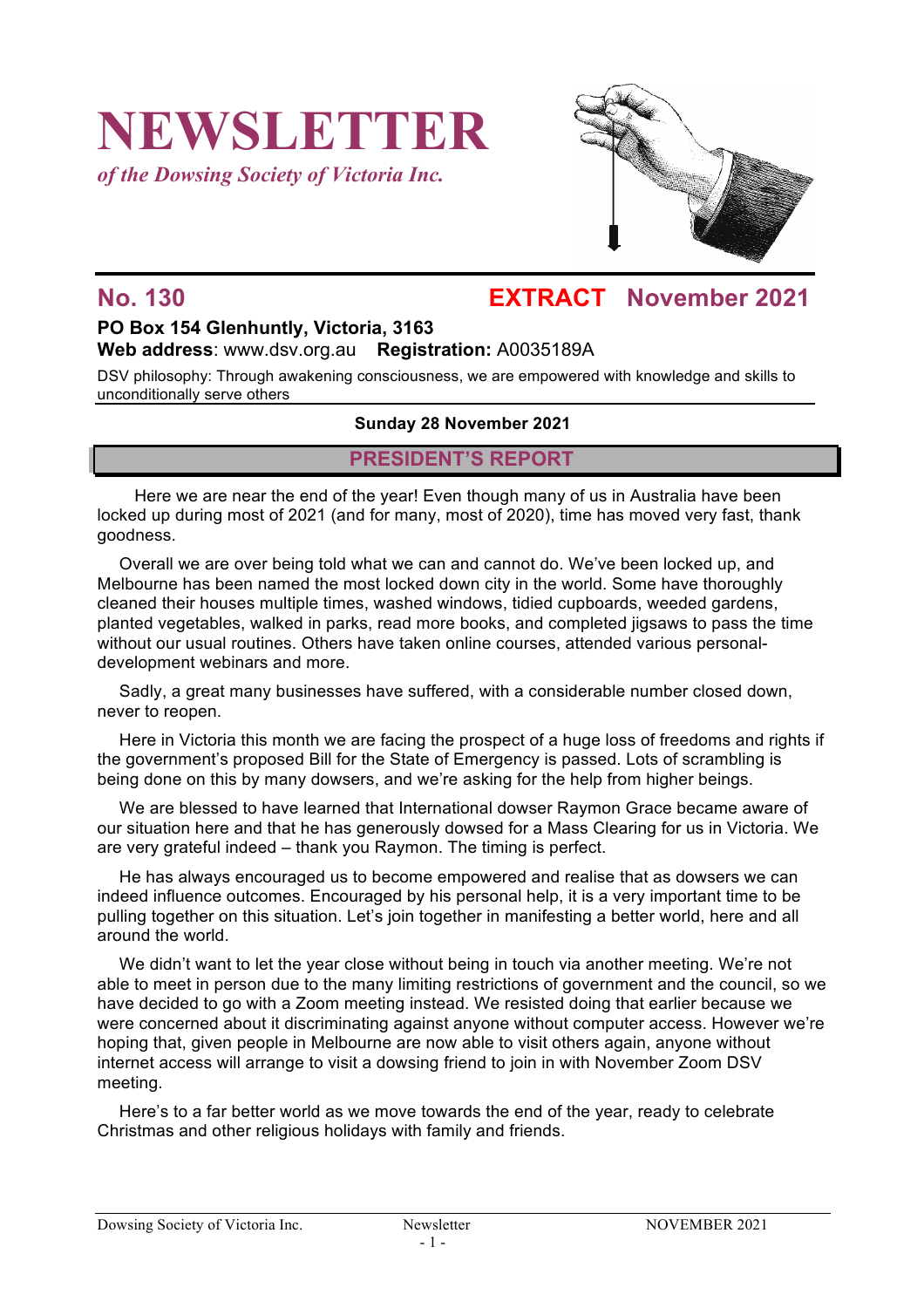# NEWSLETTER

*of the Dowsing Society of Victoria Inc.*

## No. 130 EXTRACT November 2021

**PO Box 154 Glenhuntly, Victoria, 3163**
**Web address**: www.dsv.org.au **Registration:** A0035189A

DSV philosophy: Through awakening consciousness, we are empowered with knowledge and skills to unconditionally serve others

**Sunday 28 November 2021**

## PRESIDENT'S REPORT

Here we are near the end of the year! Even though many of us in Australia have been locked up during most of 2021 (and for many, most of 2020), time has moved very fast, thank goodness.

Overall we are over being told what we can and cannot do. We've been locked up, and Melbourne has been named the most locked down city in the world. Some have thoroughly cleaned their houses multiple times, washed windows, tidied cupboards, weeded gardens, planted vegetables, walked in parks, read more books, and completed jigsaws to pass the time without our usual routines. Others have taken online courses, attended various personal-development webinars and more.

Sadly, a great many businesses have suffered, with a considerable number closed down, never to reopen.

Here in Victoria this month we are facing the prospect of a huge loss of freedoms and rights if the government's proposed Bill for the State of Emergency is passed. Lots of scrambling is being done on this by many dowsers, and we're asking for the help from higher beings.

We are blessed to have learned that International dowser Raymon Grace became aware of our situation here and that he has generously dowsed for a Mass Clearing for us in Victoria. We are very grateful indeed – thank you Raymon. The timing is perfect.

He has always encouraged us to become empowered and realise that as dowsers we can indeed influence outcomes. Encouraged by his personal help, it is a very important time to be pulling together on this situation. Let's join together in manifesting a better world, here and all around the world.

We didn't want to let the year close without being in touch via another meeting. We're not able to meet in person due to the many limiting restrictions of government and the council, so we have decided to go with a Zoom meeting instead. We resisted doing that earlier because we were concerned about it discriminating against anyone without computer access. However we're hoping that, given people in Melbourne are now able to visit others again, anyone without internet access will arrange to visit a dowsing friend to join in with November Zoom DSV meeting.

Here's to a far better world as we move towards the end of the year, ready to celebrate Christmas and other religious holidays with family and friends.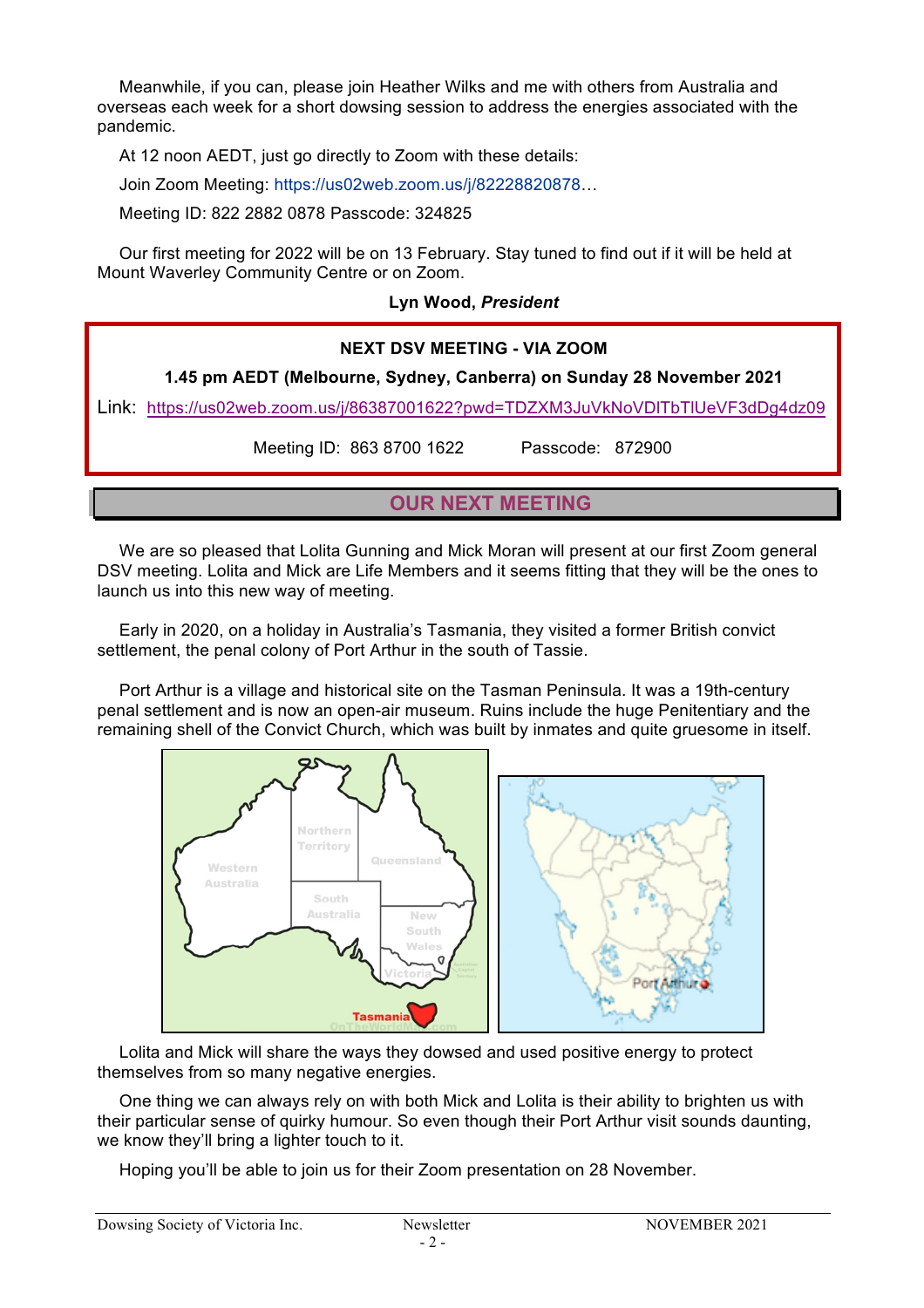Meanwhile, if you can, please join Heather Wilks and me with others from Australia and overseas each week for a short dowsing session to address the energies associated with the pandemic.

At 12 noon AEDT, just go directly to Zoom with these details:

Join Zoom Meeting: https://us02web.zoom.us/j/82228820878…

Meeting ID: 822 2882 0878 Passcode: 324825

Our first meeting for 2022 will be on 13 February. Stay tuned to find out if it will be held at Mount Waverley Community Centre or on Zoom.

**Lyn Wood, *President***

**NEXT DSV MEETING - VIA ZOOM**

**1.45 pm AEDT (Melbourne, Sydney, Canberra) on Sunday 28 November 2021**

Link: https://us02web.zoom.us/j/86387001622?pwd=TDZXM3JuVkNoVDlTbTlUeVF3dDg4dz09

Meeting ID: 863 8700 1622 Passcode: 872900

## OUR NEXT MEETING

We are so pleased that Lolita Gunning and Mick Moran will present at our first Zoom general DSV meeting. Lolita and Mick are Life Members and it seems fitting that they will be the ones to launch us into this new way of meeting.

Early in 2020, on a holiday in Australia's Tasmania, they visited a former British convict settlement, the penal colony of Port Arthur in the south of Tassie.

Port Arthur is a village and historical site on the Tasman Peninsula. It was a 19th-century penal settlement and is now an open-air museum. Ruins include the huge Penitentiary and the remaining shell of the Convict Church, which was built by inmates and quite gruesome in itself.

Lolita and Mick will share the ways they dowsed and used positive energy to protect themselves from so many negative energies.

One thing we can always rely on with both Mick and Lolita is their ability to brighten us with their particular sense of quirky humour. So even though their Port Arthur visit sounds daunting, we know they'll bring a lighter touch to it.

Hoping you'll be able to join us for their Zoom presentation on 28 November.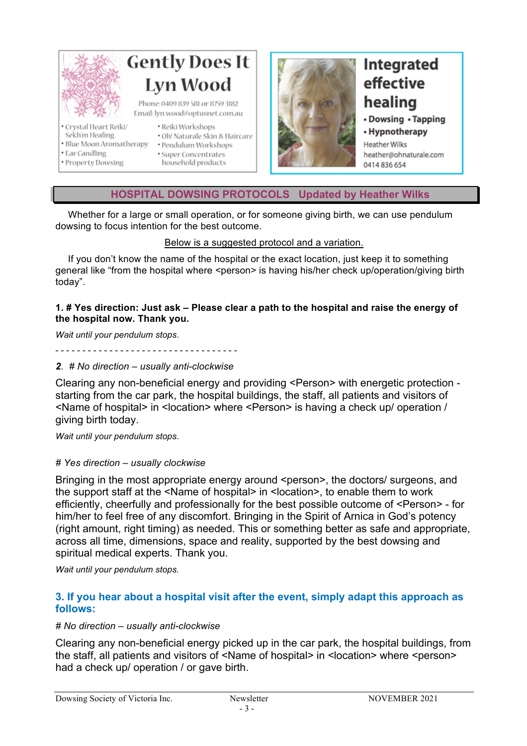**Gently Does It**
**Lyn Wood**

Phone: 0409 839 581 or 8759 3182
Email: lyn.wood@optusnet.com.au

- Crystal Heart Reiki/ Sekh'm Healing
- Blue Moon Aromatherapy
- Ear Candling
- Property Dowsing
- Reiki Workshops
- Oh! Naturale Skin & Haircare
- Pendulum Workshops
- Super Concentrates household products

**Integrated effective healing**

- **Dowsing** • **Tapping**
- **Hypnotherapy**

Heather Wilks
heather@ohnaturale.com
0414 836 654

## HOSPITAL DOWSING PROTOCOLS Updated by Heather Wilks

Whether for a large or small operation, or for someone giving birth, we can use pendulum dowsing to focus intention for the best outcome.

Below is a suggested protocol and a variation.

If you don't know the name of the hospital or the exact location, just keep it to something general like "from the hospital where <person> is having his/her check up/operation/giving birth today".

**1. # Yes direction: Just ask – Please clear a path to the hospital and raise the energy of the hospital now. Thank you.**

*Wait until your pendulum stops.*

- - - - - - - - - - - - - - - - - - - - - - - - - - - - - - - - -

*2. # No direction – usually anti-clockwise*

Clearing any non-beneficial energy and providing <Person> with energetic protection - starting from the car park, the hospital buildings, the staff, all patients and visitors of <Name of hospital> in <location> where <Person> is having a check up/ operation / giving birth today.

*Wait until your pendulum stops.*

*# Yes direction – usually clockwise*

Bringing in the most appropriate energy around <person>, the doctors/ surgeons, and the support staff at the <Name of hospital> in <location>, to enable them to work efficiently, cheerfully and professionally for the best possible outcome of <Person> - for him/her to feel free of any discomfort. Bringing in the Spirit of Arnica in God's potency (right amount, right timing) as needed. This or something better as safe and appropriate, across all time, dimensions, space and reality, supported by the best dowsing and spiritual medical experts. Thank you.

*Wait until your pendulum stops.*

**3. If you hear about a hospital visit after the event, simply adapt this approach as follows:**

*# No direction – usually anti-clockwise*

Clearing any non-beneficial energy picked up in the car park, the hospital buildings, from the staff, all patients and visitors of <Name of hospital> in <location> where <person> had a check up/ operation / or gave birth.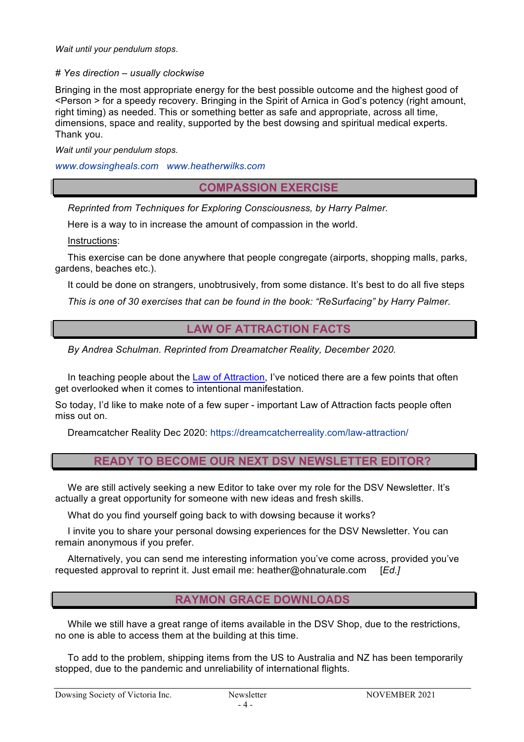*Wait until your pendulum stops*.

*# Yes direction – usually clockwise*

Bringing in the most appropriate energy for the best possible outcome and the highest good of <Person > for a speedy recovery. Bringing in the Spirit of Arnica in God's potency (right amount, right timing) as needed. This or something better as safe and appropriate, across all time, dimensions, space and reality, supported by the best dowsing and spiritual medical experts. Thank you.

*Wait until your pendulum stops.*

*www.dowsingheals.com www.heatherwilks.com*

## COMPASSION EXERCISE

*Reprinted from Techniques for Exploring Consciousness, by Harry Palmer.*

Here is a way to in increase the amount of compassion in the world.

Instructions:

This exercise can be done anywhere that people congregate (airports, shopping malls, parks, gardens, beaches etc.).

It could be done on strangers, unobtrusively, from some distance. It's best to do all five steps

*This is one of 30 exercises that can be found in the book: "ReSurfacing" by Harry Palmer.*

## LAW OF ATTRACTION FACTS

*By Andrea Schulman. Reprinted from Dreamatcher Reality, December 2020.*

In teaching people about the Law of Attraction, I've noticed there are a few points that often get overlooked when it comes to intentional manifestation.

So today, I'd like to make note of a few super - important Law of Attraction facts people often miss out on.

Dreamcatcher Reality Dec 2020: https://dreamcatcherreality.com/law-attraction/

## READY TO BECOME OUR NEXT DSV NEWSLETTER EDITOR?

We are still actively seeking a new Editor to take over my role for the DSV Newsletter. It's actually a great opportunity for someone with new ideas and fresh skills.

What do you find yourself going back to with dowsing because it works?

I invite you to share your personal dowsing experiences for the DSV Newsletter. You can remain anonymous if you prefer.

Alternatively, you can send me interesting information you've come across, provided you've requested approval to reprint it. Just email me: heather@ohnaturale.com [*Ed.]*

## RAYMON GRACE DOWNLOADS

While we still have a great range of items available in the DSV Shop, due to the restrictions, no one is able to access them at the building at this time.

To add to the problem, shipping items from the US to Australia and NZ has been temporarily stopped, due to the pandemic and unreliability of international flights.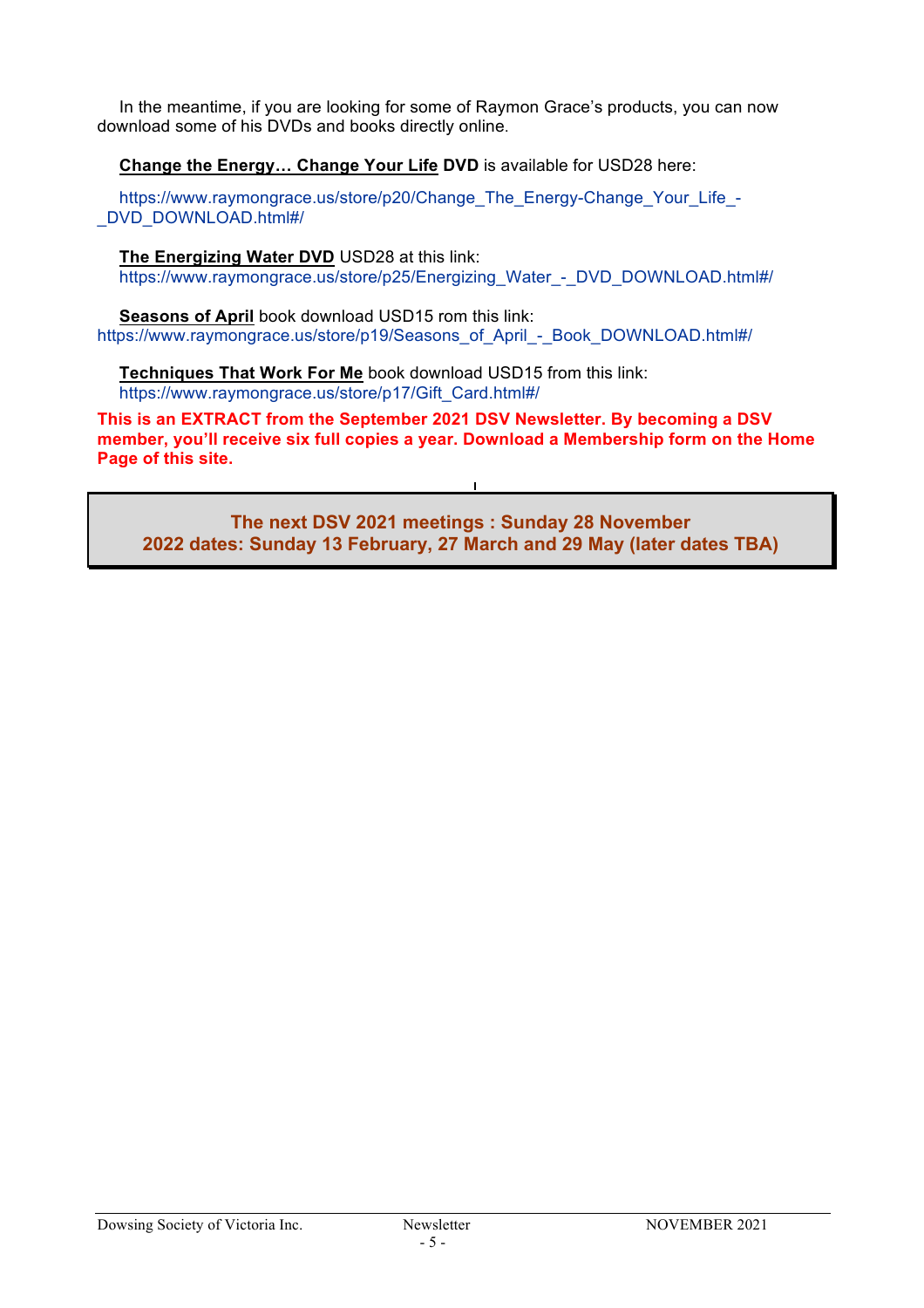In the meantime, if you are looking for some of Raymon Grace's products, you can now download some of his DVDs and books directly online.

**Change the Energy… Change Your Life DVD** is available for USD28 here:

https://www.raymongrace.us/store/p20/Change_The_Energy-Change_Your_Life_-_DVD_DOWNLOAD.html#/

**The Energizing Water DVD** USD28 at this link:
https://www.raymongrace.us/store/p25/Energizing_Water_-_DVD_DOWNLOAD.html#/

**Seasons of April** book download USD15 rom this link:
https://www.raymongrace.us/store/p19/Seasons_of_April_-_Book_DOWNLOAD.html#/

**Techniques That Work For Me** book download USD15 from this link:
https://www.raymongrace.us/store/p17/Gift_Card.html#/

**This is an EXTRACT from the September 2021 DSV Newsletter. By becoming a DSV member, you'll receive six full copies a year. Download a Membership form on the Home Page of this site.**

**The next DSV 2021 meetings : Sunday 28 November**
**2022 dates: Sunday 13 February, 27 March and 29 May (later dates TBA)**